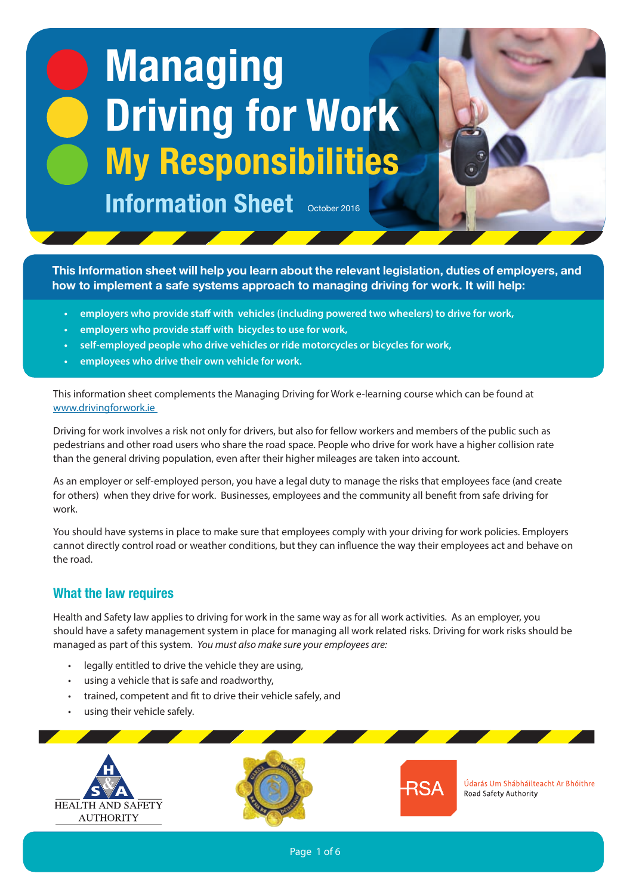# Managing Driving for Work

## My Responsibilities

### Information Sheet

October 2016

**This Information sheet will help you learn about the relevant legislation, duties of employers, and how to implement a safe systems approach to managing driving for work. It will help:**

- **employers who provide staff with vehicles (including powered two wheelers) to drive for work,**
- **employers who provide staff with bicycles to use for work,**
- **self-employed people who drive vehicles or ride motorcycles or bicycles for work,**
- **employees who drive their own vehicle for work.**

This information sheet complements the Managing Driving for Work e-learning course which can be found at www.drivingforwork.ie

Driving for work involves a risk not only for drivers, but also for fellow workers and members of the public such as pedestrians and other road users who share the road space. People who drive for work have a higher collision rate than the general driving population, even after their higher mileages are taken into account.

As an employer or self-employed person, you have a legal duty to manage the risks that employees face (and create for others) when they drive for work. Businesses, employees and the community all benefit from safe driving for work.

You should have systems in place to make sure that employees comply with your driving for work policies. Employers cannot directly control road or weather conditions, but they can influence the way their employees act and behave on the road.

## What the law requires

Health and Safety law applies to driving for work in the same way as for all work activities. As an employer, you should have a safety management system in place for managing all work related risks. Driving for work risks should be managed as part of this system. *You must also make sure your employees are:*

- legally entitled to drive the vehicle they are using,
- using a vehicle that is safe and roadworthy,
- trained, competent and fit to drive their vehicle safely, and
- using their vehicle safely.

HEALTH AND SAFETY AUTHORITY

RSA Údarás Um Shábháilteacht Ar Bhóithre Road Safety Authority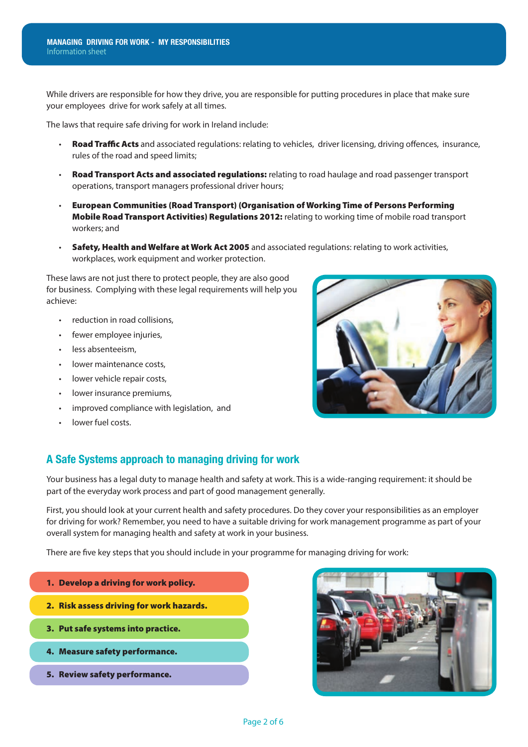While drivers are responsible for how they drive, you are responsible for putting procedures in place that make sure your employees drive for work safely at all times.

The laws that require safe driving for work in Ireland include:

- **Road Traffic Acts** and associated regulations: relating to vehicles, driver licensing, driving offences, insurance, rules of the road and speed limits;
- **Road Transport Acts and associated regulations:** relating to road haulage and road passenger transport operations, transport managers professional driver hours;
- **European Communities (Road Transport) (Organisation of Working Time of Persons Performing Mobile Road Transport Activities) Regulations 2012:** relating to working time of mobile road transport workers; and
- **Safety, Health and Welfare at Work Act 2005** and associated regulations: relating to work activities, workplaces, work equipment and worker protection.

These laws are not just there to protect people, they are also good for business. Complying with these legal requirements will help you achieve:

- reduction in road collisions,
- fewer employee injuries,
- less absenteeism,
- lower maintenance costs,
- lower vehicle repair costs,
- lower insurance premiums,
- improved compliance with legislation, and
- lower fuel costs.

## A Safe Systems approach to managing driving for work

Your business has a legal duty to manage health and safety at work. This is a wide-ranging requirement: it should be part of the everyday work process and part of good management generally.

First, you should look at your current health and safety procedures. Do they cover your responsibilities as an employer for driving for work? Remember, you need to have a suitable driving for work management programme as part of your overall system for managing health and safety at work in your business.

There are five key steps that you should include in your programme for managing driving for work:

1. **Develop a driving for work policy.**
2. **Risk assess driving for work hazards.**
3. **Put safe systems into practice.**
4. **Measure safety performance.**
5. **Review safety performance.**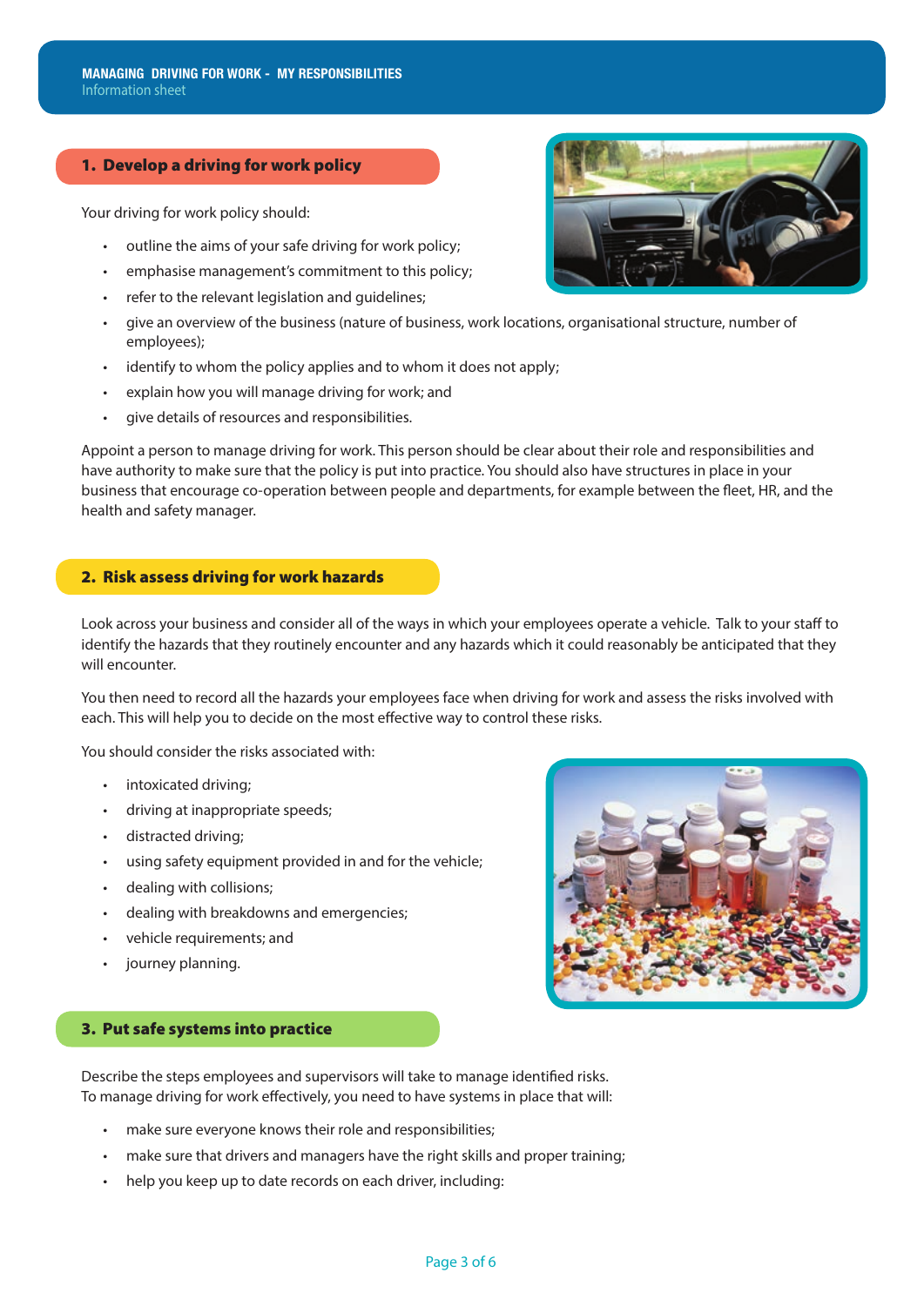## 1. Develop a driving for work policy

Your driving for work policy should:

- outline the aims of your safe driving for work policy;
- emphasise management's commitment to this policy;
- refer to the relevant legislation and guidelines;
- give an overview of the business (nature of business, work locations, organisational structure, number of employees);
- identify to whom the policy applies and to whom it does not apply;
- explain how you will manage driving for work; and
- give details of resources and responsibilities.

Appoint a person to manage driving for work. This person should be clear about their role and responsibilities and have authority to make sure that the policy is put into practice. You should also have structures in place in your business that encourage co-operation between people and departments, for example between the fleet, HR, and the health and safety manager.

## 2. Risk assess driving for work hazards

Look across your business and consider all of the ways in which your employees operate a vehicle. Talk to your staff to identify the hazards that they routinely encounter and any hazards which it could reasonably be anticipated that they will encounter.

You then need to record all the hazards your employees face when driving for work and assess the risks involved with each. This will help you to decide on the most effective way to control these risks.

You should consider the risks associated with:

- intoxicated driving;
- driving at inappropriate speeds;
- distracted driving;
- using safety equipment provided in and for the vehicle;
- dealing with collisions;
- dealing with breakdowns and emergencies;
- vehicle requirements; and
- journey planning.

## 3. Put safe systems into practice

Describe the steps employees and supervisors will take to manage identified risks.
To manage driving for work effectively, you need to have systems in place that will:

- make sure everyone knows their role and responsibilities;
- make sure that drivers and managers have the right skills and proper training;
- help you keep up to date records on each driver, including: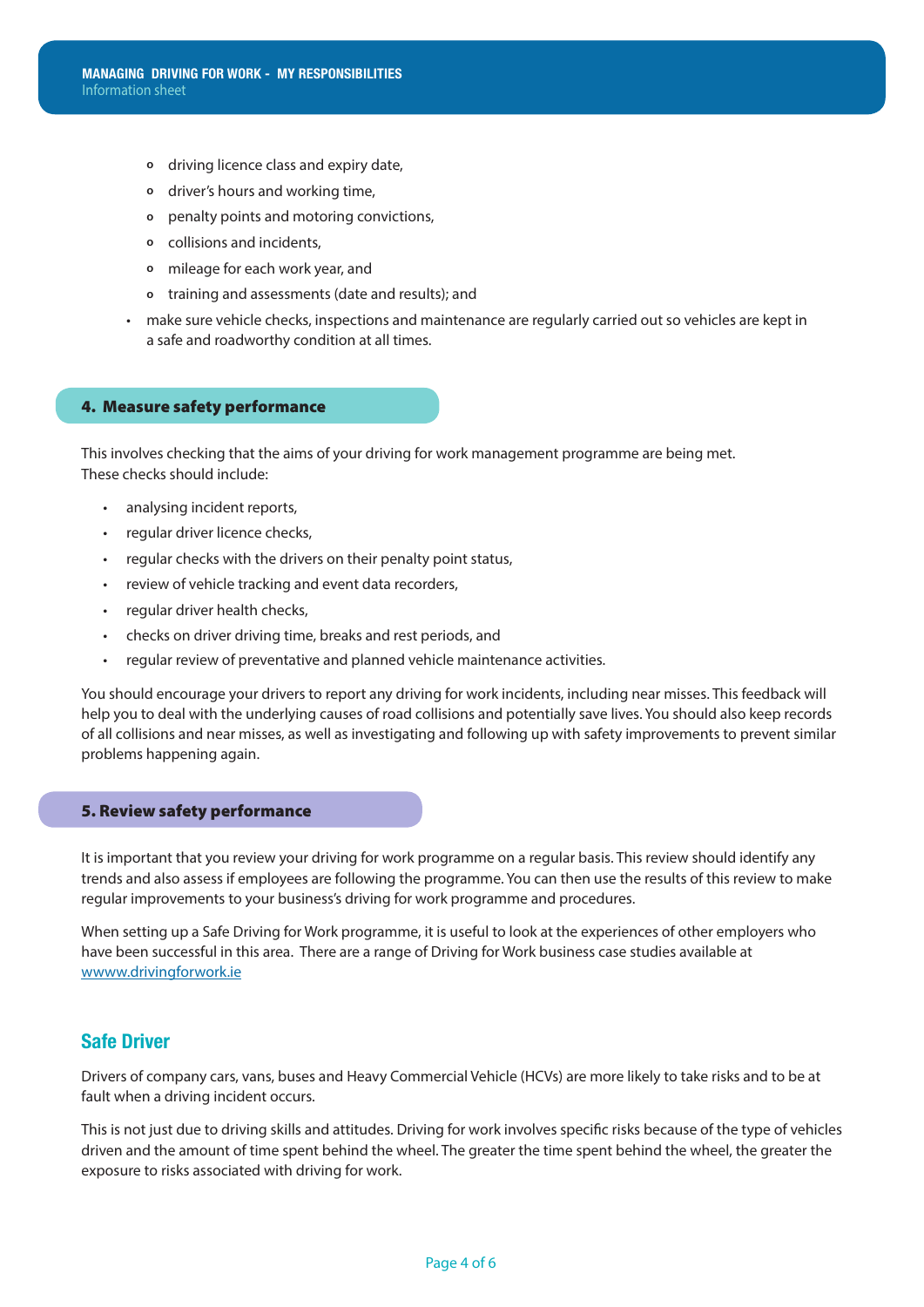- driving licence class and expiry date,
    - driver's hours and working time,
    - penalty points and motoring convictions,
    - collisions and incidents,
    - mileage for each work year, and
    - training and assessments (date and results); and
- make sure vehicle checks, inspections and maintenance are regularly carried out so vehicles are kept in a safe and roadworthy condition at all times.

## 4. Measure safety performance

This involves checking that the aims of your driving for work management programme are being met. These checks should include:

- analysing incident reports,
- regular driver licence checks,
- regular checks with the drivers on their penalty point status,
- review of vehicle tracking and event data recorders,
- regular driver health checks,
- checks on driver driving time, breaks and rest periods, and
- regular review of preventative and planned vehicle maintenance activities.

You should encourage your drivers to report any driving for work incidents, including near misses. This feedback will help you to deal with the underlying causes of road collisions and potentially save lives. You should also keep records of all collisions and near misses, as well as investigating and following up with safety improvements to prevent similar problems happening again.

## 5. Review safety performance

It is important that you review your driving for work programme on a regular basis. This review should identify any trends and also assess if employees are following the programme. You can then use the results of this review to make regular improvements to your business's driving for work programme and procedures.

When setting up a Safe Driving for Work programme, it is useful to look at the experiences of other employers who have been successful in this area. There are a range of Driving for Work business case studies available at [wwww.drivingforwork.ie](wwww.drivingforwork.ie)

## Safe Driver

Drivers of company cars, vans, buses and Heavy Commercial Vehicle (HCVs) are more likely to take risks and to be at fault when a driving incident occurs.

This is not just due to driving skills and attitudes. Driving for work involves specific risks because of the type of vehicles driven and the amount of time spent behind the wheel. The greater the time spent behind the wheel, the greater the exposure to risks associated with driving for work.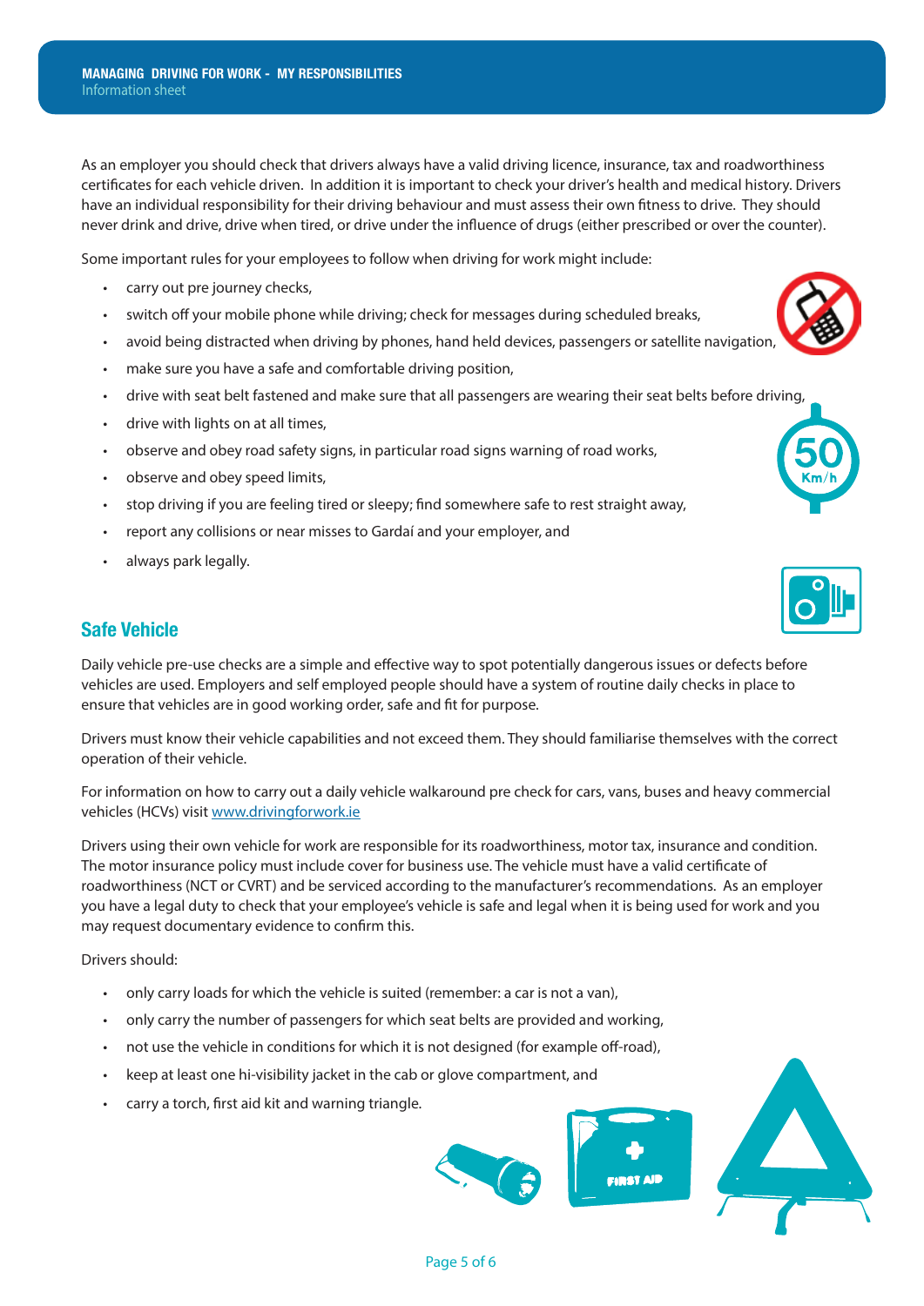As an employer you should check that drivers always have a valid driving licence, insurance, tax and roadworthiness certificates for each vehicle driven. In addition it is important to check your driver's health and medical history. Drivers have an individual responsibility for their driving behaviour and must assess their own fitness to drive. They should never drink and drive, drive when tired, or drive under the influence of drugs (either prescribed or over the counter).

Some important rules for your employees to follow when driving for work might include:

- carry out pre journey checks,
- switch off your mobile phone while driving; check for messages during scheduled breaks,
- avoid being distracted when driving by phones, hand held devices, passengers or satellite navigation,
- make sure you have a safe and comfortable driving position,
- drive with seat belt fastened and make sure that all passengers are wearing their seat belts before driving,
- drive with lights on at all times,
- observe and obey road safety signs, in particular road signs warning of road works,
- observe and obey speed limits,
- stop driving if you are feeling tired or sleepy; find somewhere safe to rest straight away,
- report any collisions or near misses to Gardaí and your employer, and
- always park legally.

## Safe Vehicle

Daily vehicle pre-use checks are a simple and effective way to spot potentially dangerous issues or defects before vehicles are used. Employers and self employed people should have a system of routine daily checks in place to ensure that vehicles are in good working order, safe and fit for purpose.

Drivers must know their vehicle capabilities and not exceed them. They should familiarise themselves with the correct operation of their vehicle.

For information on how to carry out a daily vehicle walkaround pre check for cars, vans, buses and heavy commercial vehicles (HCVs) visit [www.drivingforwork.ie](www.drivingforwork.ie)

Drivers using their own vehicle for work are responsible for its roadworthiness, motor tax, insurance and condition. The motor insurance policy must include cover for business use. The vehicle must have a valid certificate of roadworthiness (NCT or CVRT) and be serviced according to the manufacturer's recommendations. As an employer you have a legal duty to check that your employee's vehicle is safe and legal when it is being used for work and you may request documentary evidence to confirm this.

Drivers should:

- only carry loads for which the vehicle is suited (remember: a car is not a van),
- only carry the number of passengers for which seat belts are provided and working,
- not use the vehicle in conditions for which it is not designed (for example off-road),
- keep at least one hi-visibility jacket in the cab or glove compartment, and
- carry a torch, first aid kit and warning triangle.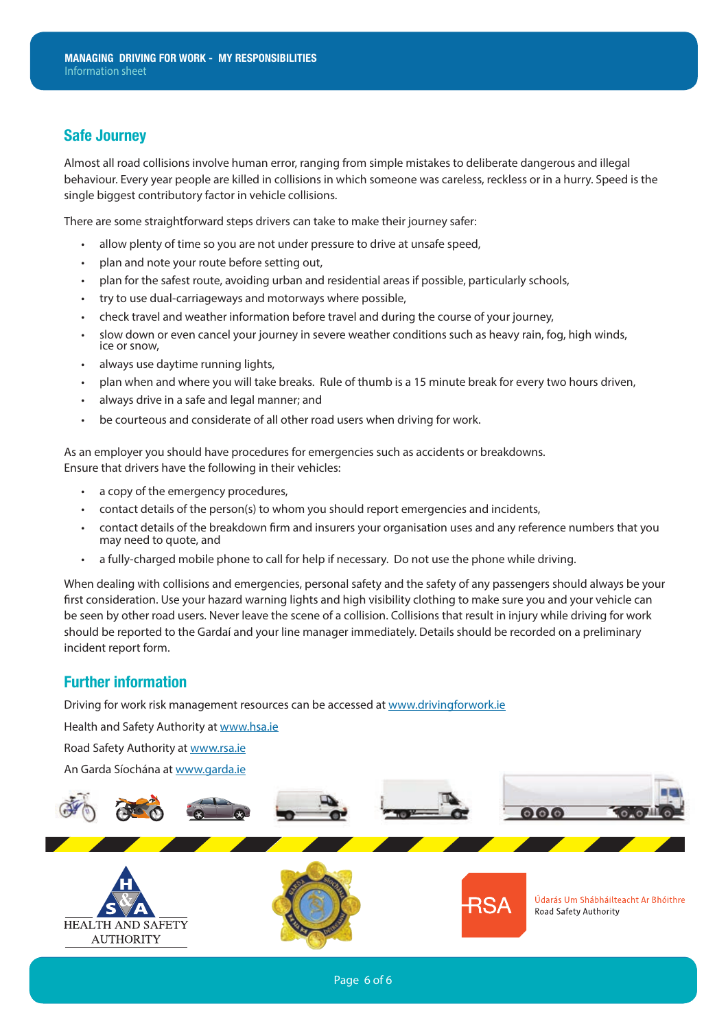## Safe Journey

Almost all road collisions involve human error, ranging from simple mistakes to deliberate dangerous and illegal behaviour. Every year people are killed in collisions in which someone was careless, reckless or in a hurry. Speed is the single biggest contributory factor in vehicle collisions.

There are some straightforward steps drivers can take to make their journey safer:

- allow plenty of time so you are not under pressure to drive at unsafe speed,
- plan and note your route before setting out,
- plan for the safest route, avoiding urban and residential areas if possible, particularly schools,
- try to use dual-carriageways and motorways where possible,
- check travel and weather information before travel and during the course of your journey,
- slow down or even cancel your journey in severe weather conditions such as heavy rain, fog, high winds, ice or snow,
- always use daytime running lights,
- plan when and where you will take breaks. Rule of thumb is a 15 minute break for every two hours driven,
- always drive in a safe and legal manner; and
- be courteous and considerate of all other road users when driving for work.

As an employer you should have procedures for emergencies such as accidents or breakdowns. Ensure that drivers have the following in their vehicles:

- a copy of the emergency procedures,
- contact details of the person(s) to whom you should report emergencies and incidents,
- contact details of the breakdown firm and insurers your organisation uses and any reference numbers that you may need to quote, and
- a fully-charged mobile phone to call for help if necessary. Do not use the phone while driving.

When dealing with collisions and emergencies, personal safety and the safety of any passengers should always be your first consideration. Use your hazard warning lights and high visibility clothing to make sure you and your vehicle can be seen by other road users. Never leave the scene of a collision. Collisions that result in injury while driving for work should be reported to the Gardaí and your line manager immediately. Details should be recorded on a preliminary incident report form.

## Further information

Driving for work risk management resources can be accessed at www.drivingforwork.ie

Health and Safety Authority at www.hsa.ie

Road Safety Authority at www.rsa.ie

An Garda Síochána at www.garda.ie

HEALTH AND SAFETY AUTHORITY

Údarás Um Shábháilteacht Ar Bhóithre
Road Safety Authority